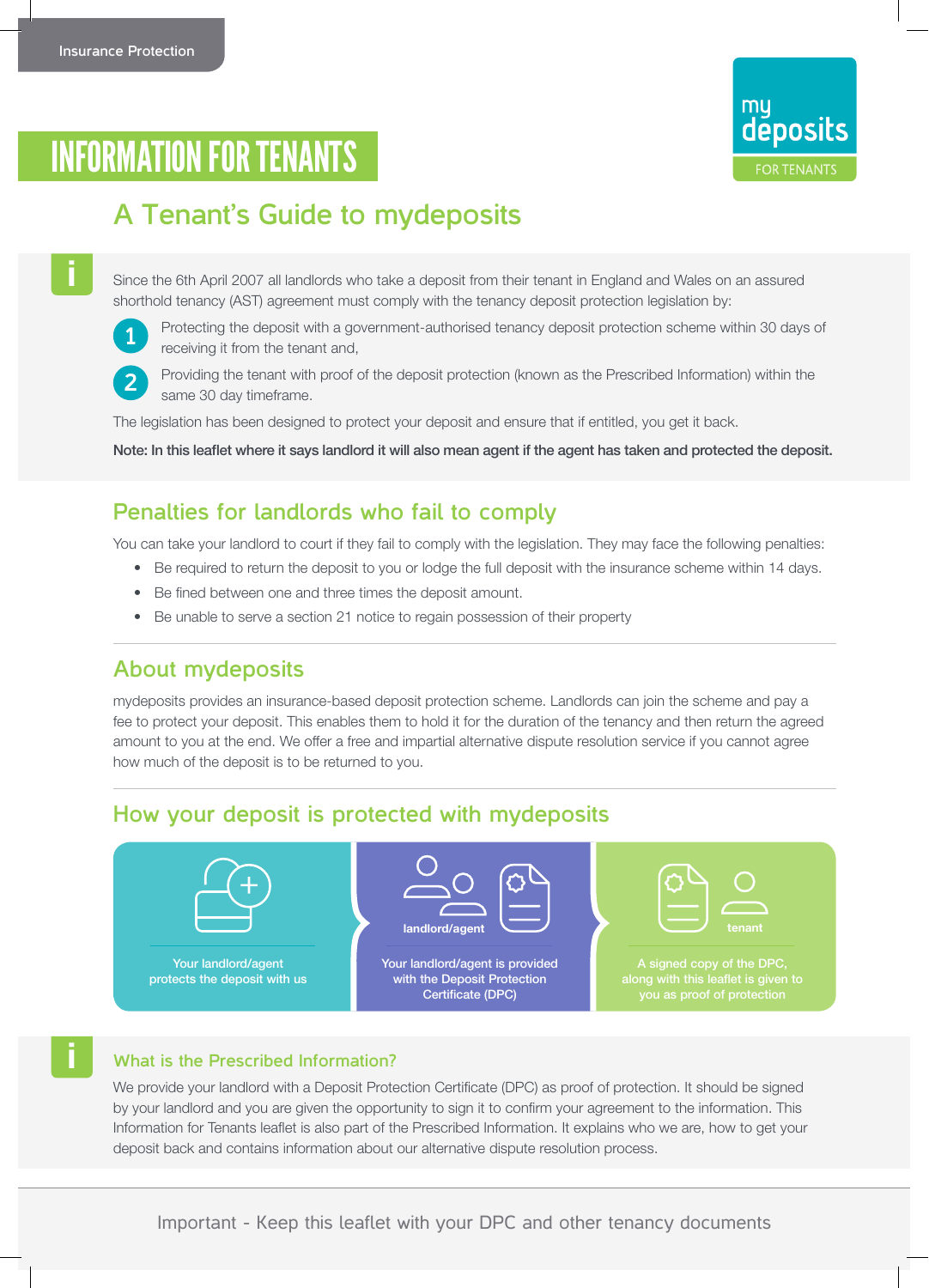Insurance Protection

# INFORMATION FOR TENANTS

my deposits FOR TENANTS

## A Tenant's Guide to mydeposits

Since the 6th April 2007 all landlords who take a deposit from their tenant in England and Wales on an assured shorthold tenancy (AST) agreement must comply with the tenancy deposit protection legislation by:

1. Protecting the deposit with a government-authorised tenancy deposit protection scheme within 30 days of receiving it from the tenant and,
2. Providing the tenant with proof of the deposit protection (known as the Prescribed Information) within the same 30 day timeframe.

The legislation has been designed to protect your deposit and ensure that if entitled, you get it back.

**Note: In this leaflet where it says landlord it will also mean agent if the agent has taken and protected the deposit.**

## Penalties for landlords who fail to comply

You can take your landlord to court if they fail to comply with the legislation. They may face the following penalties:

- Be required to return the deposit to you or lodge the full deposit with the insurance scheme within 14 days.
- Be fined between one and three times the deposit amount.
- Be unable to serve a section 21 notice to regain possession of their property

## About mydeposits

mydeposits provides an insurance-based deposit protection scheme. Landlords can join the scheme and pay a fee to protect your deposit. This enables them to hold it for the duration of the tenancy and then return the agreed amount to you at the end. We offer a free and impartial alternative dispute resolution service if you cannot agree how much of the deposit is to be returned to you.

## How your deposit is protected with mydeposits

Your landlord/agent protects the deposit with us

landlord/agent

Your landlord/agent is provided with the Deposit Protection Certificate (DPC)

tenant

A signed copy of the DPC, along with this leaflet is given to you as proof of protection

### What is the Prescribed Information?

We provide your landlord with a Deposit Protection Certificate (DPC) as proof of protection. It should be signed by your landlord and you are given the opportunity to sign it to confirm your agreement to the information. This Information for Tenants leaflet is also part of the Prescribed Information. It explains who we are, how to get your deposit back and contains information about our alternative dispute resolution process.

Important - Keep this leaflet with your DPC and other tenancy documents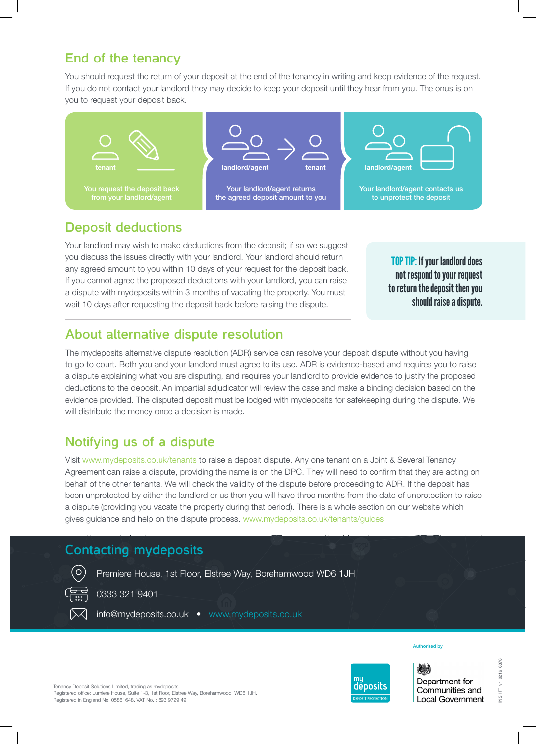## End of the tenancy

You should request the return of your deposit at the end of the tenancy in writing and keep evidence of the request. If you do not contact your landlord they may decide to keep your deposit until they hear from you. The onus is on you to request your deposit back.

tenant

You request the deposit back from your landlord/agent

landlord/agent → tenant

Your landlord/agent returns the agreed deposit amount to you

landlord/agent

Your landlord/agent contacts us to unprotect the deposit

## Deposit deductions

Your landlord may wish to make deductions from the deposit; if so we suggest you discuss the issues directly with your landlord. Your landlord should return any agreed amount to you within 10 days of your request for the deposit back. If you cannot agree the proposed deductions with your landlord, you can raise a dispute with mydeposits within 3 months of vacating the property. You must wait 10 days after requesting the deposit back before raising the dispute.

**TOP TIP:** If your landlord does not respond to your request to return the deposit then you should raise a dispute.

## About alternative dispute resolution

The mydeposits alternative dispute resolution (ADR) service can resolve your deposit dispute without you having to go to court. Both you and your landlord must agree to its use. ADR is evidence-based and requires you to raise a dispute explaining what you are disputing, and requires your landlord to provide evidence to justify the proposed deductions to the deposit. An impartial adjudicator will review the case and make a binding decision based on the evidence provided. The disputed deposit must be lodged with mydeposits for safekeeping during the dispute. We will distribute the money once a decision is made.

## Notifying us of a dispute

Visit www.mydeposits.co.uk/tenants to raise a deposit dispute. Any one tenant on a Joint & Several Tenancy Agreement can raise a dispute, providing the name is on the DPC. They will need to confirm that they are acting on behalf of the other tenants. We will check the validity of the dispute before proceeding to ADR. If the deposit has been unprotected by either the landlord or us then you will have three months from the date of unprotection to raise a dispute (providing you vacate the property during that period). There is a whole section on our website which gives guidance and help on the dispute process. www.mydeposits.co.uk/tenants/guides

## Contacting mydeposits

Premiere House, 1st Floor, Elstree Way, Borehamwood WD6 1JH

0333 321 9401

info@mydeposits.co.uk • www.mydeposits.co.uk

Tenancy Deposit Solutions Limited, trading as mydeposits.
Registered office: Lumiere House, Suite 1-3, 1st Floor, Elstree Way, Borehamwood WD6 1JH.
Registered in England No: 05861648. VAT No. : 893 9729 49

my deposits DEPOSIT PROTECTION

Authorised by

Department for Communities and Local Government

INS_IFT_v1_0216_6378